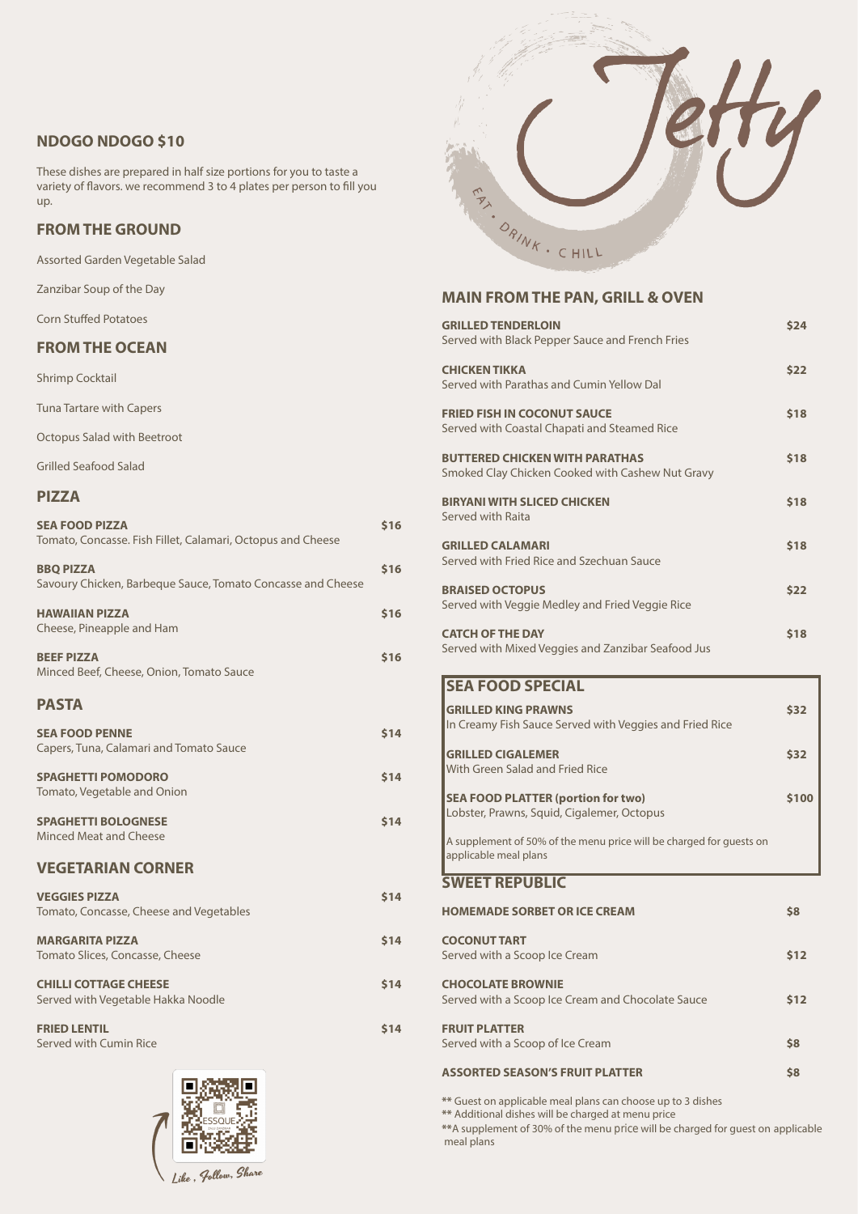# Jetty

EAT • DRINK • CHILL

## NDOGO NDOGO $10

These dishes are prepared in half size portions for you to taste a variety of flavors. we recommend 3 to 4 plates per person to fill you up.

## FROM THE GROUND

Assorted Garden Vegetable Salad

Zanzibar Soup of the Day

Corn Stuffed Potatoes

## FROM THE OCEAN

Shrimp Cocktail

Tuna Tartare with Capers

Octopus Salad with Beetroot

Grilled Seafood Salad

## PIZZA

**SEA FOOD PIZZA** $16
Tomato, Concasse. Fish Fillet, Calamari, Octopus and Cheese

**BBQ PIZZA** $16
Savoury Chicken, Barbeque Sauce, Tomato Concasse and Cheese

**HAWAIIAN PIZZA** $16
Cheese, Pineapple and Ham

**BEEF PIZZA** $16
Minced Beef, Cheese, Onion, Tomato Sauce

## PASTA

**SEA FOOD PENNE** $14
Capers, Tuna, Calamari and Tomato Sauce

**SPAGHETTI POMODORO** $14
Tomato, Vegetable and Onion

**SPAGHETTI BOLOGNESE** $14
Minced Meat and Cheese

## VEGETARIAN CORNER

**VEGGIES PIZZA** $14
Tomato, Concasse, Cheese and Vegetables

**MARGARITA PIZZA** $14
Tomato Slices, Concasse, Cheese

**CHILLI COTTAGE CHEESE** $14
Served with Vegetable Hakka Noodle

**FRIED LENTIL** $14
Served with Cumin Rice

Like , Follow, Share

## MAIN FROM THE PAN, GRILL & OVEN

**GRILLED TENDERLOIN** $24
Served with Black Pepper Sauce and French Fries

**CHICKEN TIKKA** $22
Served with Parathas and Cumin Yellow Dal

**FRIED FISH IN COCONUT SAUCE** $18
Served with Coastal Chapati and Steamed Rice

**BUTTERED CHICKEN WITH PARATHAS** $18
Smoked Clay Chicken Cooked with Cashew Nut Gravy

**BIRYANI WITH SLICED CHICKEN** $18
Served with Raita

**GRILLED CALAMARI** $18
Served with Fried Rice and Szechuan Sauce

**BRAISED OCTOPUS** $22
Served with Veggie Medley and Fried Veggie Rice

**CATCH OF THE DAY** $18
Served with Mixed Veggies and Zanzibar Seafood Jus

## SEA FOOD SPECIAL

**GRILLED KING PRAWNS** $32
In Creamy Fish Sauce Served with Veggies and Fried Rice

**GRILLED CIGALEMER** $32
With Green Salad and Fried Rice

**SEA FOOD PLATTER (portion for two)** $100
Lobster, Prawns, Squid, Cigalemer, Octopus

A supplement of 50% of the menu price will be charged for guests on applicable meal plans

## SWEET REPUBLIC

**HOMEMADE SORBET OR ICE CREAM** $8

**COCONUT TART** $12
Served with a Scoop Ice Cream

**CHOCOLATE BROWNIE** $12
Served with a Scoop Ice Cream and Chocolate Sauce

**FRUIT PLATTER** $8
Served with a Scoop of Ice Cream

**ASSORTED SEASON'S FRUIT PLATTER** $8

** Guest on applicable meal plans can choose up to 3 dishes
** Additional dishes will be charged at menu price
**A supplement of 30% of the menu price will be charged for guest on applicable meal plans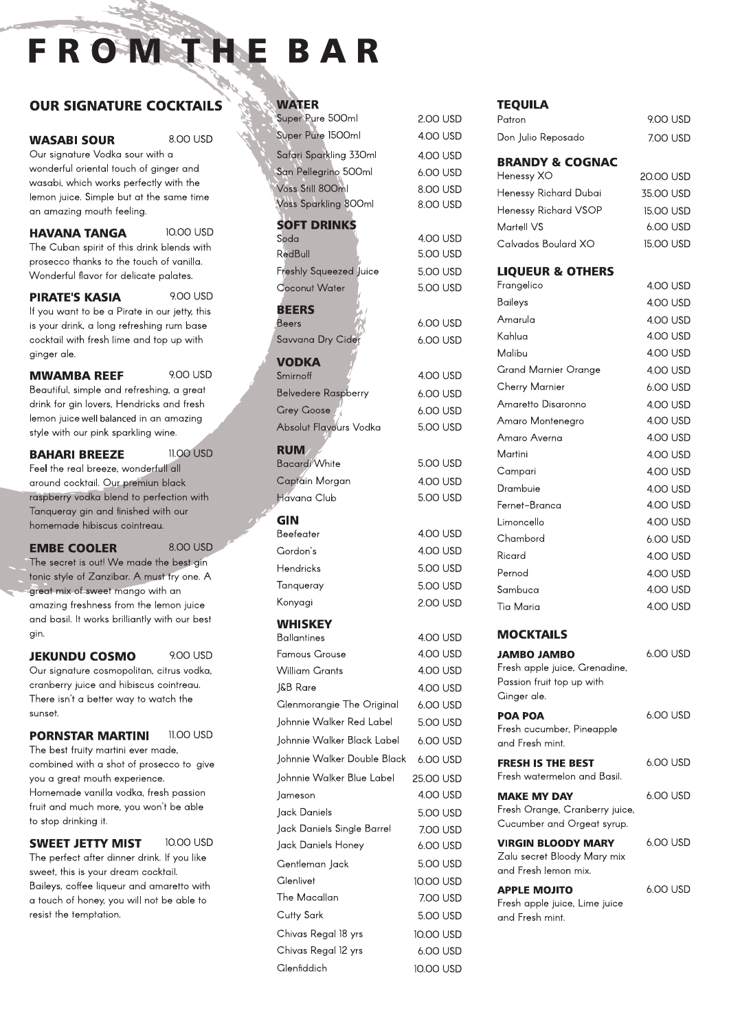# FROM THE BAR

## OUR SIGNATURE COCKTAILS

**WASABI SOUR** 8.00 USD

Our signature Vodka sour with a wonderful oriental touch of ginger and wasabi, which works perfectly with the lemon juice. Simple but at the same time an amazing mouth feeling.

**HAVANA TANGA** 10.00 USD

The Cuban spirit of this drink blends with prosecco thanks to the touch of vanilla. Wonderful flavor for delicate palates.

**PIRATE'S KASIA** 9.00 USD

If you want to be a Pirate in our jetty, this is your drink, a long refreshing rum base cocktail with fresh lime and top up with ginger ale.

**MWAMBA REEF** 9.00 USD

Beautiful, simple and refreshing, a great drink for gin lovers, Hendricks and fresh lemon juice well balanced in an amazing style with our pink sparkling wine.

**BAHARI BREEZE** 11.00 USD

Feel the real breeze, wonderfull all around cocktail. Our premiun black raspberry vodka blend to perfection with Tanqueray gin and finished with our homemade hibiscus cointreau.

**EMBE COOLER** 8.00 USD

The secret is out! We made the best gin tonic style of Zanzibar. A must try one. A great mix of sweet mango with an amazing freshness from the lemon juice and basil. It works brilliantly with our best gin.

**JEKUNDU COSMO** 9.00 USD

Our signature cosmopolitan, citrus vodka, cranberry juice and hibiscus cointreau. There isn't a better way to watch the sunset.

**PORNSTAR MARTINI** 11.00 USD

The best fruity martini ever made, combined with a shot of prosecco to give you a great mouth experience. Homemade vanilla vodka, fresh passion fruit and much more, you won't be able to stop drinking it.

**SWEET JETTY MIST** 10.00 USD

The perfect after dinner drink. If you like sweet, this is your dream cocktail. Baileys, coffee liqueur and amaretto with a touch of honey, you will not be able to resist the temptation.

## WATER

| | |
|---|---|
| Super Pure 500ml | 2.00 USD |
| Super Pure 1500ml | 4.00 USD |
| Safari Sparkling 330ml | 4.00 USD |
| San Pellegrino 500ml | 6.00 USD |
| Voss Still 800ml | 8.00 USD |
| Voss Sparkling 800ml | 8.00 USD |

## SOFT DRINKS

| | |
|---|---|
| Soda | 4.00 USD |
| RedBull | 5.00 USD |
| Freshly Squeezed Juice | 5.00 USD |
| Coconut Water | 5.00 USD |

## BEERS

| | |
|---|---|
| Beers | 6.00 USD |
| Savvana Dry Cider | 6.00 USD |

## VODKA

| | |
|---|---|
| Smirnoff | 4.00 USD |
| Belvedere Raspberry | 6.00 USD |
| Grey Goose | 6.00 USD |
| Absolut Flavours Vodka | 5.00 USD |

## RUM

| | |
|---|---|
| Bacardi White | 5.00 USD |
| Captain Morgan | 4.00 USD |
| Havana Club | 5.00 USD |

## GIN

| | |
|---|---|
| Beefeater | 4.00 USD |
| Gordon's | 4.00 USD |
| Hendricks | 5.00 USD |
| Tanqueray | 5.00 USD |
| Konyagi | 2.00 USD |

## WHISKEY

| | |
|---|---|
| Ballantines | 4.00 USD |
| Famous Grouse | 4.00 USD |
| William Grants | 4.00 USD |
| J&B Rare | 4.00 USD |
| Glenmorangie The Original | 6.00 USD |
| Johnnie Walker Red Label | 5.00 USD |
| Johnnie Walker Black Label | 6.00 USD |
| Johnnie Walker Double Black | 6.00 USD |
| Johnnie Walker Blue Label | 25.00 USD |
| Jameson | 4.00 USD |
| Jack Daniels | 5.00 USD |
| Jack Daniels Single Barrel | 7.00 USD |
| Jack Daniels Honey | 6.00 USD |
| Gentleman Jack | 5.00 USD |
| Glenlivet | 10.00 USD |
| The Macallan | 7.00 USD |
| Cutty Sark | 5.00 USD |
| Chivas Regal 18 yrs | 10.00 USD |
| Chivas Regal 12 yrs | 6.00 USD |
| Glenfiddich | 10.00 USD |

## TEQUILA

| | |
|---|---|
| Patron | 9.00 USD |
| Don Julio Reposado | 7.00 USD |

## BRANDY & COGNAC

| | |
|---|---|
| Henessy XO | 20.00 USD |
| Henessy Richard Dubai | 35.00 USD |
| Henessy Richard VSOP | 15.00 USD |
| Martell VS | 6.00 USD |
| Calvados Boulard XO | 15.00 USD |

## LIQUEUR & OTHERS

| | |
|---|---|
| Frangelico | 4.00 USD |
| Baileys | 4.00 USD |
| Amarula | 4.00 USD |
| Kahlua | 4.00 USD |
| Malibu | 4.00 USD |
| Grand Marnier Orange | 4.00 USD |
| Cherry Marnier | 6.00 USD |
| Amaretto Disaronno | 4.00 USD |
| Amaro Montenegro | 4.00 USD |
| Amaro Averna | 4.00 USD |
| Martini | 4.00 USD |
| Campari | 4.00 USD |
| Drambuie | 4.00 USD |
| Fernet-Branca | 4.00 USD |
| Limoncello | 4.00 USD |
| Chambord | 6.00 USD |
| Ricard | 4.00 USD |
| Pernod | 4.00 USD |
| Sambuca | 4.00 USD |
| Tia Maria | 4.00 USD |

## MOCKTAILS

**JAMBO JAMBO** 6.00 USD

Fresh apple juice, Grenadine, Passion fruit top up with Ginger ale.

**POA POA** 6.00 USD

Fresh cucumber, Pineapple and Fresh mint.

**FRESH IS THE BEST** 6.00 USD

Fresh watermelon and Basil.

**MAKE MY DAY** 6.00 USD

Fresh Orange, Cranberry juice, Cucumber and Orgeat syrup.

**VIRGIN BLOODY MARY** 6.00 USD

Zalu secret Bloody Mary mix and Fresh lemon mix.

**APPLE MOJITO** 6.00 USD

Fresh apple juice, Lime juice and Fresh mint.